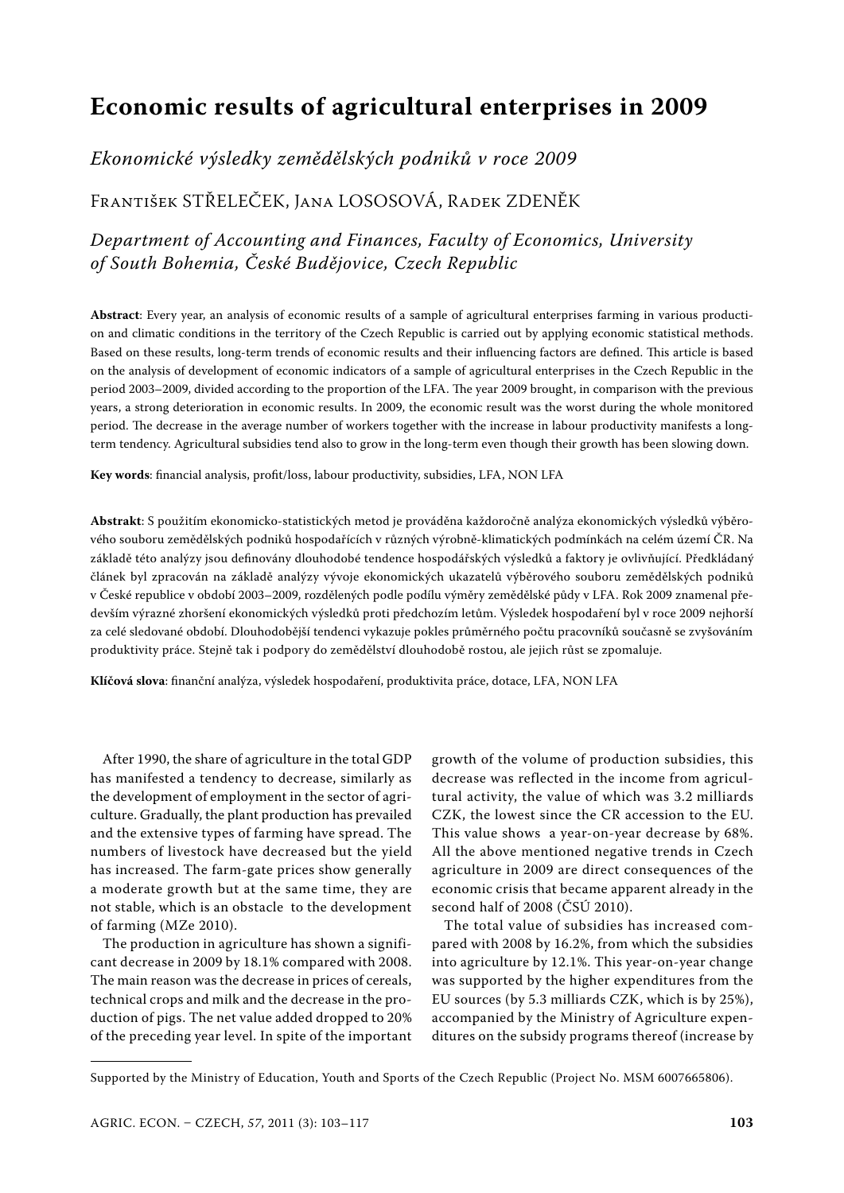# Economic results of agricultural enterprises in 2009

*Ekonomické výsledky zemědělských podniků v roce 2009*

František STŘELEČEK, Jana LOSOSOVÁ, Radek ZDENĚK

*Department of Accounting and Finances, Faculty of Economics, University of South Bohemia, České Budějovice, Czech Republic*

**Abstract**: Every year, an analysis of economic results of a sample of agricultural enterprises farming in various production and climatic conditions in the territory of the Czech Republic is carried out by applying economic statistical methods. Based on these results, long-term trends of economic results and their influencing factors are defined. This article is based on the analysis of development of economic indicators of a sample of agricultural enterprises in the Czech Republic in the period 2003–2009, divided according to the proportion of the LFA. The year 2009 brought, in comparison with the previous years, a strong deterioration in economic results. In 2009, the economic result was the worst during the whole monitored period. The decrease in the average number of workers together with the increase in labour productivity manifests a long-term tendency. Agricultural subsidies tend also to grow in the long-term even though their growth has been slowing down.

**Key words**: financial analysis, profit/loss, labour productivity, subsidies, LFA, NON LFA

**Abstrakt**: S použitím ekonomicko-statistických metod je prováděna každoročně analýza ekonomických výsledků výběrového souboru zemědělských podniků hospodařících v různých výrobně-klimatických podmínkách na celém území ČR. Na základě této analýzy jsou definovány dlouhodobé tendence hospodářských výsledků a faktory je ovlivňující. Předkládaný článek byl zpracován na základě analýzy vývoje ekonomických ukazatelů výběrového souboru zemědělských podniků v České republice v období 2003–2009, rozdělených podle podílu výměry zemědělské půdy v LFA. Rok 2009 znamenal především výrazné zhoršení ekonomických výsledků proti předchozím letům. Výsledek hospodaření byl v roce 2009 nejhorší za celé sledované období. Dlouhodobější tendenci vykazuje pokles průměrného počtu pracovníků současně se zvyšováním produktivity práce. Stejně tak i podpory do zemědělství dlouhodobě rostou, ale jejich růst se zpomaluje.

**Klíčová slova**: finanční analýza, výsledek hospodaření, produktivita práce, dotace, LFA, NON LFA

After 1990, the share of agriculture in the total GDP has manifested a tendency to decrease, similarly as the development of employment in the sector of agriculture. Gradually, the plant production has prevailed and the extensive types of farming have spread. The numbers of livestock have decreased but the yield has increased. The farm-gate prices show generally a moderate growth but at the same time, they are not stable, which is an obstacle to the development of farming (MZe 2010).

The production in agriculture has shown a significant decrease in 2009 by 18.1% compared with 2008. The main reason was the decrease in prices of cereals, technical crops and milk and the decrease in the production of pigs. The net value added dropped to 20% of the preceding year level. In spite of the important growth of the volume of production subsidies, this decrease was reflected in the income from agricultural activity, the value of which was 3.2 milliards CZK, the lowest since the CR accession to the EU. This value shows a year-on-year decrease by 68%. All the above mentioned negative trends in Czech agriculture in 2009 are direct consequences of the economic crisis that became apparent already in the second half of 2008 (ČSÚ 2010).

The total value of subsidies has increased compared with 2008 by 16.2%, from which the subsidies into agriculture by 12.1%. This year-on-year change was supported by the higher expenditures from the EU sources (by 5.3 milliards CZK, which is by 25%), accompanied by the Ministry of Agriculture expenditures on the subsidy programs thereof (increase by

Supported by the Ministry of Education, Youth and Sports of the Czech Republic (Project No. MSM 6007665806).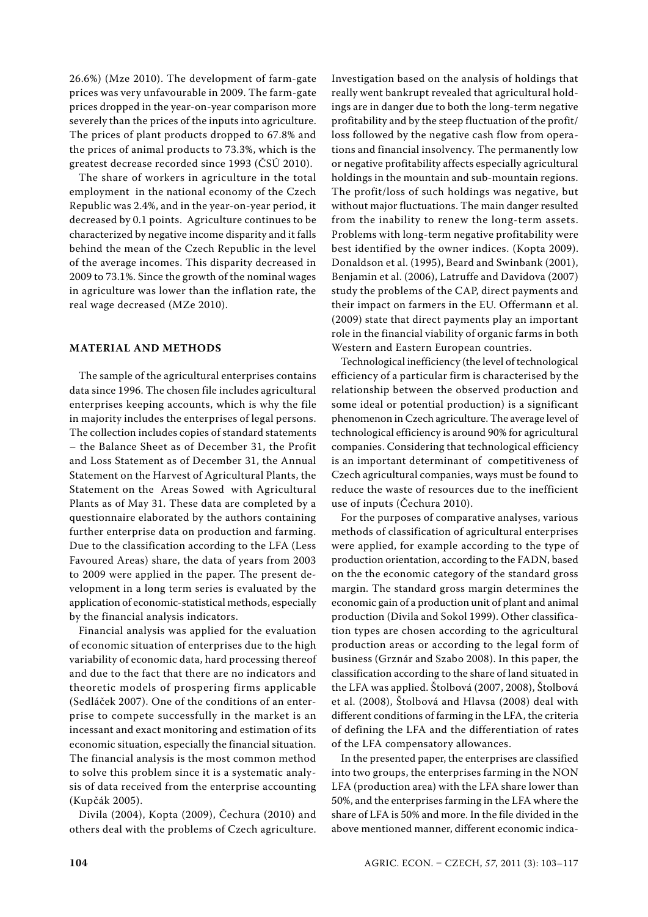26.6%) (Mze 2010). The development of farm-gate prices was very unfavourable in 2009. The farm-gate prices dropped in the year-on-year comparison more severely than the prices of the inputs into agriculture. The prices of plant products dropped to 67.8% and the prices of animal products to 73.3%, which is the greatest decrease recorded since 1993 (ČSÚ 2010).

The share of workers in agriculture in the total employment in the national economy of the Czech Republic was 2.4%, and in the year-on-year period, it decreased by 0.1 points. Agriculture continues to be characterized by negative income disparity and it falls behind the mean of the Czech Republic in the level of the average incomes. This disparity decreased in 2009 to 73.1%. Since the growth of the nominal wages in agriculture was lower than the inflation rate, the real wage decreased (MZe 2010).

## MATERIAL AND METHODS

The sample of the agricultural enterprises contains data since 1996. The chosen file includes agricultural enterprises keeping accounts, which is why the file in majority includes the enterprises of legal persons. The collection includes copies of standard statements – the Balance Sheet as of December 31, the Profit and Loss Statement as of December 31, the Annual Statement on the Harvest of Agricultural Plants, the Statement on the Areas Sowed with Agricultural Plants as of May 31. These data are completed by a questionnaire elaborated by the authors containing further enterprise data on production and farming. Due to the classification according to the LFA (Less Favoured Areas) share, the data of years from 2003 to 2009 were applied in the paper. The present development in a long term series is evaluated by the application of economic-statistical methods, especially by the financial analysis indicators.

Financial analysis was applied for the evaluation of economic situation of enterprises due to the high variability of economic data, hard processing thereof and due to the fact that there are no indicators and theoretic models of prospering firms applicable (Sedláček 2007). One of the conditions of an enterprise to compete successfully in the market is an incessant and exact monitoring and estimation of its economic situation, especially the financial situation. The financial analysis is the most common method to solve this problem since it is a systematic analysis of data received from the enterprise accounting (Kupčák 2005).

Divila (2004), Kopta (2009), Čechura (2010) and others deal with the problems of Czech agriculture. Investigation based on the analysis of holdings that really went bankrupt revealed that agricultural holdings are in danger due to both the long-term negative profitability and by the steep fluctuation of the profit/loss followed by the negative cash flow from operations and financial insolvency. The permanently low or negative profitability affects especially agricultural holdings in the mountain and sub-mountain regions. The profit/loss of such holdings was negative, but without major fluctuations. The main danger resulted from the inability to renew the long-term assets. Problems with long-term negative profitability were best identified by the owner indices. (Kopta 2009). Donaldson et al. (1995), Beard and Swinbank (2001), Benjamin et al. (2006), Latruffe and Davidova (2007) study the problems of the CAP, direct payments and their impact on farmers in the EU. Offermann et al. (2009) state that direct payments play an important role in the financial viability of organic farms in both Western and Eastern European countries.

Technological inefficiency (the level of technological efficiency of a particular firm is characterised by the relationship between the observed production and some ideal or potential production) is a significant phenomenon in Czech agriculture. The average level of technological efficiency is around 90% for agricultural companies. Considering that technological efficiency is an important determinant of competitiveness of Czech agricultural companies, ways must be found to reduce the waste of resources due to the inefficient use of inputs (Čechura 2010).

For the purposes of comparative analyses, various methods of classification of agricultural enterprises were applied, for example according to the type of production orientation, according to the FADN, based on the the economic category of the standard gross margin. The standard gross margin determines the economic gain of a production unit of plant and animal production (Divila and Sokol 1999). Other classification types are chosen according to the agricultural production areas or according to the legal form of business (Grznár and Szabo 2008). In this paper, the classification according to the share of land situated in the LFA was applied. Štolbová (2007, 2008), Štolbová et al. (2008), Štolbová and Hlavsa (2008) deal with different conditions of farming in the LFA, the criteria of defining the LFA and the differentiation of rates of the LFA compensatory allowances.

In the presented paper, the enterprises are classified into two groups, the enterprises farming in the NON LFA (production area) with the LFA share lower than 50%, and the enterprises farming in the LFA where the share of LFA is 50% and more. In the file divided in the above mentioned manner, different economic indica-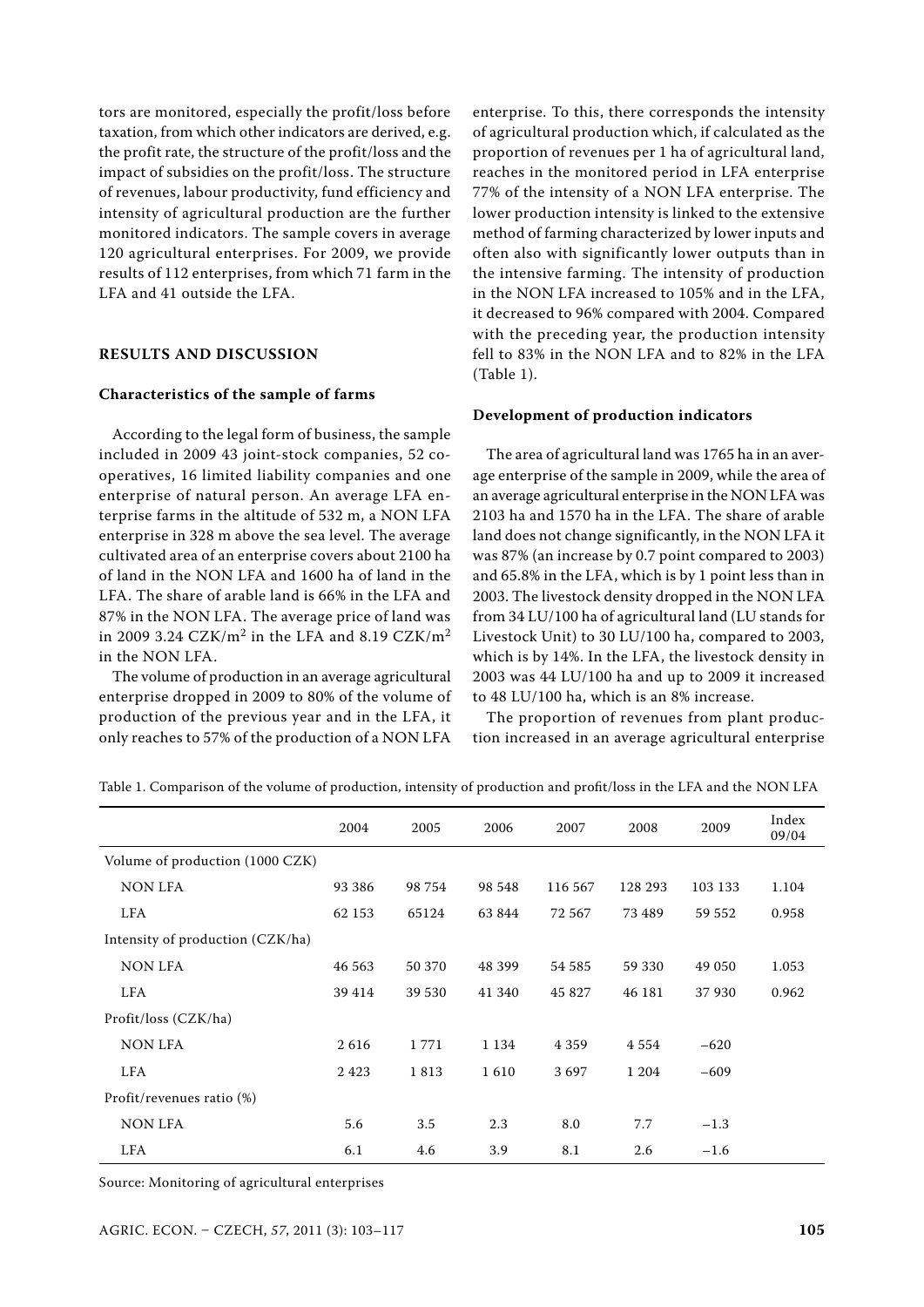tors are monitored, especially the profit/loss before taxation, from which other indicators are derived, e.g. the profit rate, the structure of the profit/loss and the impact of subsidies on the profit/loss. The structure of revenues, labour productivity, fund efficiency and intensity of agricultural production are the further monitored indicators. The sample covers in average 120 agricultural enterprises. For 2009, we provide results of 112 enterprises, from which 71 farm in the LFA and 41 outside the LFA.

## RESULTS AND DISCUSSION

### Characteristics of the sample of farms

According to the legal form of business, the sample included in 2009 43 joint-stock companies, 52 co-operatives, 16 limited liability companies and one enterprise of natural person. An average LFA enterprise farms in the altitude of 532 m, a NON LFA enterprise in 328 m above the sea level. The average cultivated area of an enterprise covers about 2100 ha of land in the NON LFA and 1600 ha of land in the LFA. The share of arable land is 66% in the LFA and 87% in the NON LFA. The average price of land was in 2009 3.24 CZK/m$^2$ in the LFA and 8.19 CZK/m$^2$ in the NON LFA.

The volume of production in an average agricultural enterprise dropped in 2009 to 80% of the volume of production of the previous year and in the LFA, it only reaches to 57% of the production of a NON LFA enterprise. To this, there corresponds the intensity of agricultural production which, if calculated as the proportion of revenues per 1 ha of agricultural land, reaches in the monitored period in LFA enterprise 77% of the intensity of a NON LFA enterprise. The lower production intensity is linked to the extensive method of farming characterized by lower inputs and often also with significantly lower outputs than in the intensive farming. The intensity of production in the NON LFA increased to 105% and in the LFA, it decreased to 96% compared with 2004. Compared with the preceding year, the production intensity fell to 83% in the NON LFA and to 82% in the LFA (Table 1).

### Development of production indicators

The area of agricultural land was 1765 ha in an average enterprise of the sample in 2009, while the area of an average agricultural enterprise in the NON LFA was 2103 ha and 1570 ha in the LFA. The share of arable land does not change significantly, in the NON LFA it was 87% (an increase by 0.7 point compared to 2003) and 65.8% in the LFA, which is by 1 point less than in 2003. The livestock density dropped in the NON LFA from 34 LU/100 ha of agricultural land (LU stands for Livestock Unit) to 30 LU/100 ha, compared to 2003, which is by 14%. In the LFA, the livestock density in 2003 was 44 LU/100 ha and up to 2009 it increased to 48 LU/100 ha, which is an 8% increase.

The proportion of revenues from plant production increased in an average agricultural enterprise

Table 1. Comparison of the volume of production, intensity of production and profit/loss in the LFA and the NON LFA

| | 2004 | 2005 | 2006 | 2007 | 2008 | 2009 | Index 09/04 |
|---|---|---|---|---|---|---|---|
| Volume of production (1000 CZK) | | | | | | | |
| NON LFA | 93 386 | 98 754 | 98 548 | 116 567 | 128 293 | 103 133 | 1.104 |
| LFA | 62 153 | 65124 | 63 844 | 72 567 | 73 489 | 59 552 | 0.958 |
| Intensity of production (CZK/ha) | | | | | | | |
| NON LFA | 46 563 | 50 370 | 48 399 | 54 585 | 59 330 | 49 050 | 1.053 |
| LFA | 39 414 | 39 530 | 41 340 | 45 827 | 46 181 | 37 930 | 0.962 |
| Profit/loss (CZK/ha) | | | | | | | |
| NON LFA | 2 616 | 1 771 | 1 134 | 4 359 | 4 554 | −620 | |
| LFA | 2 423 | 1 813 | 1 610 | 3 697 | 1 204 | −609 | |
| Profit/revenues ratio (%) | | | | | | | |
| NON LFA | 5.6 | 3.5 | 2.3 | 8.0 | 7.7 | −1.3 | |
| LFA | 6.1 | 4.6 | 3.9 | 8.1 | 2.6 | −1.6 | |

Source: Monitoring of agricultural enterprises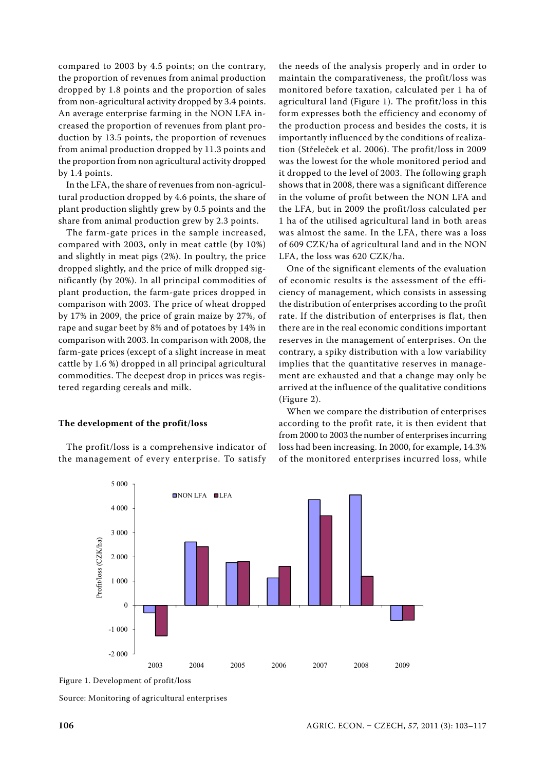compared to 2003 by 4.5 points; on the contrary, the proportion of revenues from animal production dropped by 1.8 points and the proportion of sales from non-agricultural activity dropped by 3.4 points. An average enterprise farming in the NON LFA increased the proportion of revenues from plant production by 13.5 points, the proportion of revenues from animal production dropped by 11.3 points and the proportion from non agricultural activity dropped by 1.4 points.

In the LFA, the share of revenues from non-agricultural production dropped by 4.6 points, the share of plant production slightly grew by 0.5 points and the share from animal production grew by 2.3 points.

The farm-gate prices in the sample increased, compared with 2003, only in meat cattle (by 10%) and slightly in meat pigs (2%). In poultry, the price dropped slightly, and the price of milk dropped significantly (by 20%). In all principal commodities of plant production, the farm-gate prices dropped in comparison with 2003. The price of wheat dropped by 17% in 2009, the price of grain maize by 27%, of rape and sugar beet by 8% and of potatoes by 14% in comparison with 2003. In comparison with 2008, the farm-gate prices (except of a slight increase in meat cattle by 1.6 %) dropped in all principal agricultural commodities. The deepest drop in prices was registered regarding cereals and milk.

**The development of the profit/loss**

The profit/loss is a comprehensive indicator of the management of every enterprise. To satisfy the needs of the analysis properly and in order to maintain the comparativeness, the profit/loss was monitored before taxation, calculated per 1 ha of agricultural land (Figure 1). The profit/loss in this form expresses both the efficiency and economy of the production process and besides the costs, it is importantly influenced by the conditions of realization (Střeleček et al. 2006). The profit/loss in 2009 was the lowest for the whole monitored period and it dropped to the level of 2003. The following graph shows that in 2008, there was a significant difference in the volume of profit between the NON LFA and the LFA, but in 2009 the profit/loss calculated per 1 ha of the utilised agricultural land in both areas was almost the same. In the LFA, there was a loss of 609 CZK/ha of agricultural land and in the NON LFA, the loss was 620 CZK/ha.

One of the significant elements of the evaluation of economic results is the assessment of the efficiency of management, which consists in assessing the distribution of enterprises according to the profit rate. If the distribution of enterprises is flat, then there are in the real economic conditions important reserves in the management of enterprises. On the contrary, a spiky distribution with a low variability implies that the quantitative reserves in management are exhausted and that a change may only be arrived at the influence of the qualitative conditions (Figure 2).

When we compare the distribution of enterprises according to the profit rate, it is then evident that from 2000 to 2003 the number of enterprises incurring loss had been increasing. In 2000, for example, 14.3% of the monitored enterprises incurred loss, while

Figure 1. Development of profit/loss

Source: Monitoring of agricultural enterprises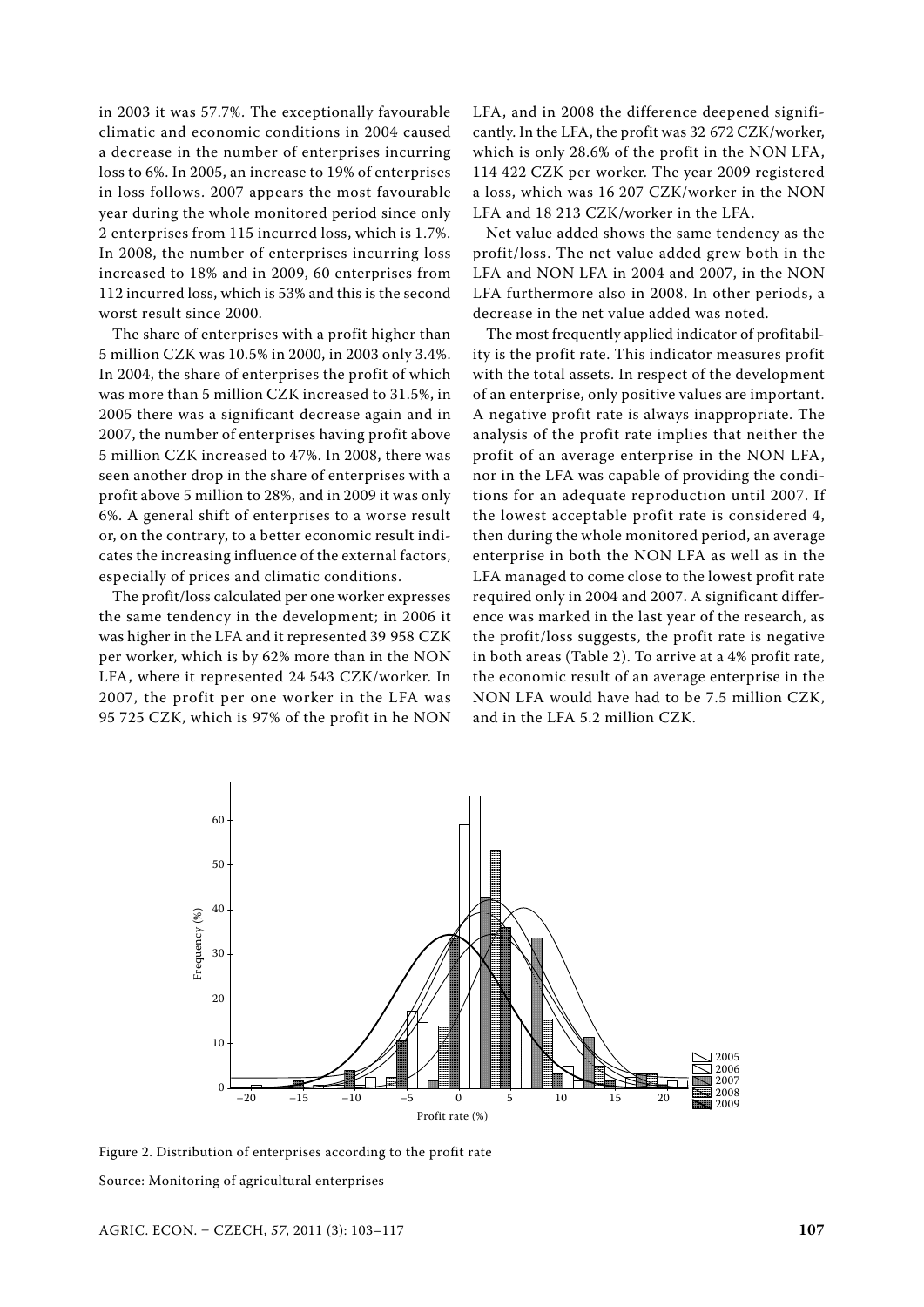in 2003 it was 57.7%. The exceptionally favourable climatic and economic conditions in 2004 caused a decrease in the number of enterprises incurring loss to 6%. In 2005, an increase to 19% of enterprises in loss follows. 2007 appears the most favourable year during the whole monitored period since only 2 enterprises from 115 incurred loss, which is 1.7%. In 2008, the number of enterprises incurring loss increased to 18% and in 2009, 60 enterprises from 112 incurred loss, which is 53% and this is the second worst result since 2000.

The share of enterprises with a profit higher than 5 million CZK was 10.5% in 2000, in 2003 only 3.4%. In 2004, the share of enterprises the profit of which was more than 5 million CZK increased to 31.5%, in 2005 there was a significant decrease again and in 2007, the number of enterprises having profit above 5 million CZK increased to 47%. In 2008, there was seen another drop in the share of enterprises with a profit above 5 million to 28%, and in 2009 it was only 6%. A general shift of enterprises to a worse result or, on the contrary, to a better economic result indicates the increasing influence of the external factors, especially of prices and climatic conditions.

The profit/loss calculated per one worker expresses the same tendency in the development; in 2006 it was higher in the LFA and it represented 39 958 CZK per worker, which is by 62% more than in the NON LFA, where it represented 24 543 CZK/worker. In 2007, the profit per one worker in the LFA was 95 725 CZK, which is 97% of the profit in he NON LFA, and in 2008 the difference deepened significantly. In the LFA, the profit was 32 672 CZK/worker, which is only 28.6% of the profit in the NON LFA, 114 422 CZK per worker. The year 2009 registered a loss, which was 16 207 CZK/worker in the NON LFA and 18 213 CZK/worker in the LFA.

Net value added shows the same tendency as the profit/loss. The net value added grew both in the LFA and NON LFA in 2004 and 2007, in the NON LFA furthermore also in 2008. In other periods, a decrease in the net value added was noted.

The most frequently applied indicator of profitability is the profit rate. This indicator measures profit with the total assets. In respect of the development of an enterprise, only positive values are important. A negative profit rate is always inappropriate. The analysis of the profit rate implies that neither the profit of an average enterprise in the NON LFA, nor in the LFA was capable of providing the conditions for an adequate reproduction until 2007. If the lowest acceptable profit rate is considered 4, then during the whole monitored period, an average enterprise in both the NON LFA as well as in the LFA managed to come close to the lowest profit rate required only in 2004 and 2007. A significant difference was marked in the last year of the research, as the profit/loss suggests, the profit rate is negative in both areas (Table 2). To arrive at a 4% profit rate, the economic result of an average enterprise in the NON LFA would have had to be 7.5 million CZK, and in the LFA 5.2 million CZK.

Figure 2. Distribution of enterprises according to the profit rate

Source: Monitoring of agricultural enterprises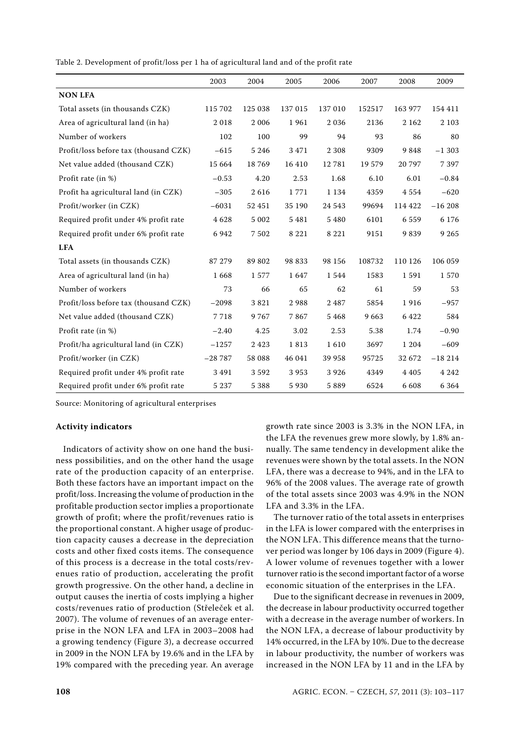Table 2. Development of profit/loss per 1 ha of agricultural land and of the profit rate

| | 2003 | 2004 | 2005 | 2006 | 2007 | 2008 | 2009 |
|---|---|---|---|---|---|---|---|
| **NON LFA** | | | | | | | |
| Total assets (in thousands CZK) | 115 702 | 125 038 | 137 015 | 137 010 | 152517 | 163 977 | 154 411 |
| Area of agricultural land (in ha) | 2 018 | 2 006 | 1 961 | 2 036 | 2136 | 2 162 | 2 103 |
| Number of workers | 102 | 100 | 99 | 94 | 93 | 86 | 80 |
| Profit/loss before tax (thousand CZK) | −615 | 5 246 | 3 471 | 2 308 | 9309 | 9 848 | −1 303 |
| Net value added (thousand CZK) | 15 664 | 18 769 | 16 410 | 12 781 | 19 579 | 20 797 | 7 397 |
| Profit rate (in %) | −0.53 | 4.20 | 2.53 | 1.68 | 6.10 | 6.01 | −0.84 |
| Profit ha agricultural land (in CZK) | −305 | 2 616 | 1 771 | 1 134 | 4359 | 4 554 | −620 |
| Profit/worker (in CZK) | −6031 | 52 451 | 35 190 | 24 543 | 99694 | 114 422 | −16 208 |
| Required profit under 4% profit rate | 4 628 | 5 002 | 5 481 | 5 480 | 6101 | 6 559 | 6 176 |
| Required profit under 6% profit rate | 6 942 | 7 502 | 8 221 | 8 221 | 9151 | 9 839 | 9 265 |
| **LFA** | | | | | | | |
| Total assets (in thousands CZK) | 87 279 | 89 802 | 98 833 | 98 156 | 108732 | 110 126 | 106 059 |
| Area of agricultural land (in ha) | 1 668 | 1 577 | 1 647 | 1 544 | 1583 | 1 591 | 1 570 |
| Number of workers | 73 | 66 | 65 | 62 | 61 | 59 | 53 |
| Profit/loss before tax (thousand CZK) | −2098 | 3 821 | 2 988 | 2 487 | 5854 | 1 916 | −957 |
| Net value added (thousand CZK) | 7 718 | 9 767 | 7 867 | 5 468 | 9 663 | 6 422 | 584 |
| Profit rate (in %) | −2.40 | 4.25 | 3.02 | 2.53 | 5.38 | 1.74 | −0.90 |
| Profit/ha agricultural land (in CZK) | −1257 | 2 423 | 1 813 | 1 610 | 3697 | 1 204 | −609 |
| Profit/worker (in CZK) | −28 787 | 58 088 | 46 041 | 39 958 | 95725 | 32 672 | −18 214 |
| Required profit under 4% profit rate | 3 491 | 3 592 | 3 953 | 3 926 | 4349 | 4 405 | 4 242 |
| Required profit under 6% profit rate | 5 237 | 5 388 | 5 930 | 5 889 | 6524 | 6 608 | 6 364 |

Source: Monitoring of agricultural enterprises

### Activity indicators

Indicators of activity show on one hand the business possibilities, and on the other hand the usage rate of the production capacity of an enterprise. Both these factors have an important impact on the profit/loss. Increasing the volume of production in the profitable production sector implies a proportionate growth of profit; where the profit/revenues ratio is the proportional constant. A higher usage of production capacity causes a decrease in the depreciation costs and other fixed costs items. The consequence of this process is a decrease in the total costs/revenues ratio of production, accelerating the profit growth progressive. On the other hand, a decline in output causes the inertia of costs implying a higher costs/revenues ratio of production (Střeleček et al. 2007). The volume of revenues of an average enterprise in the NON LFA and LFA in 2003–2008 had a growing tendency (Figure 3), a decrease occurred in 2009 in the NON LFA by 19.6% and in the LFA by 19% compared with the preceding year. An average growth rate since 2003 is 3.3% in the NON LFA, in the LFA the revenues grew more slowly, by 1.8% annually. The same tendency in development alike the revenues were shown by the total assets. In the NON LFA, there was a decrease to 94%, and in the LFA to 96% of the 2008 values. The average rate of growth of the total assets since 2003 was 4.9% in the NON LFA and 3.3% in the LFA.

The turnover ratio of the total assets in enterprises in the LFA is lower compared with the enterprises in the NON LFA. This difference means that the turnover period was longer by 106 days in 2009 (Figure 4). A lower volume of revenues together with a lower turnover ratio is the second important factor of a worse economic situation of the enterprises in the LFA.

Due to the significant decrease in revenues in 2009, the decrease in labour productivity occurred together with a decrease in the average number of workers. In the NON LFA, a decrease of labour productivity by 14% occurred, in the LFA by 10%. Due to the decrease in labour productivity, the number of workers was increased in the NON LFA by 11 and in the LFA by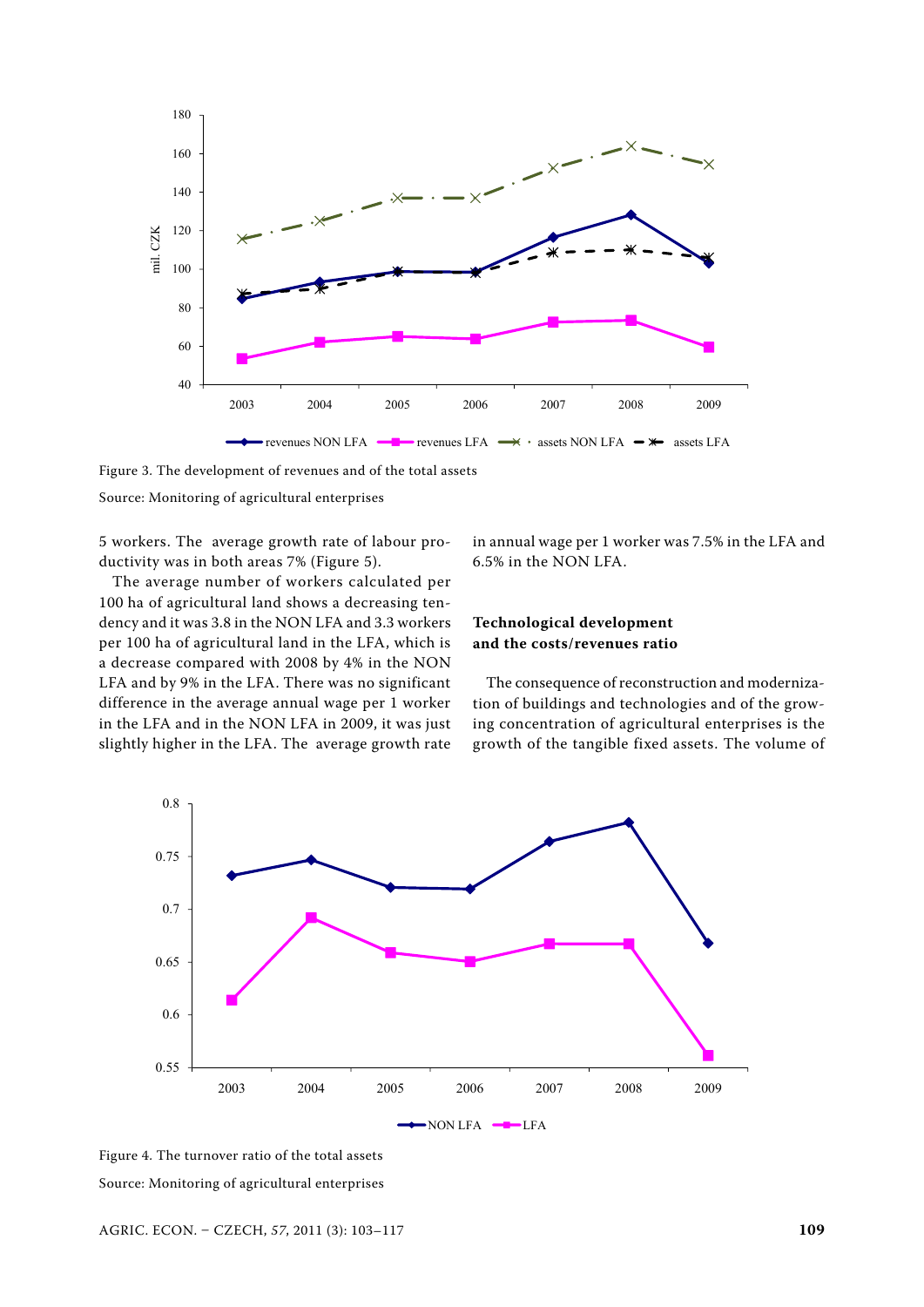Figure 3. The development of revenues and of the total assets

Source: Monitoring of agricultural enterprises

5 workers. The average growth rate of labour productivity was in both areas 7% (Figure 5).

The average number of workers calculated per 100 ha of agricultural land shows a decreasing tendency and it was 3.8 in the NON LFA and 3.3 workers per 100 ha of agricultural land in the LFA, which is a decrease compared with 2008 by 4% in the NON LFA and by 9% in the LFA. There was no significant difference in the average annual wage per 1 worker in the LFA and in the NON LFA in 2009, it was just slightly higher in the LFA. The average growth rate in annual wage per 1 worker was 7.5% in the LFA and 6.5% in the NON LFA.

### Technological development and the costs/revenues ratio

The consequence of reconstruction and modernization of buildings and technologies and of the growing concentration of agricultural enterprises is the growth of the tangible fixed assets. The volume of

Figure 4. The turnover ratio of the total assets

Source: Monitoring of agricultural enterprises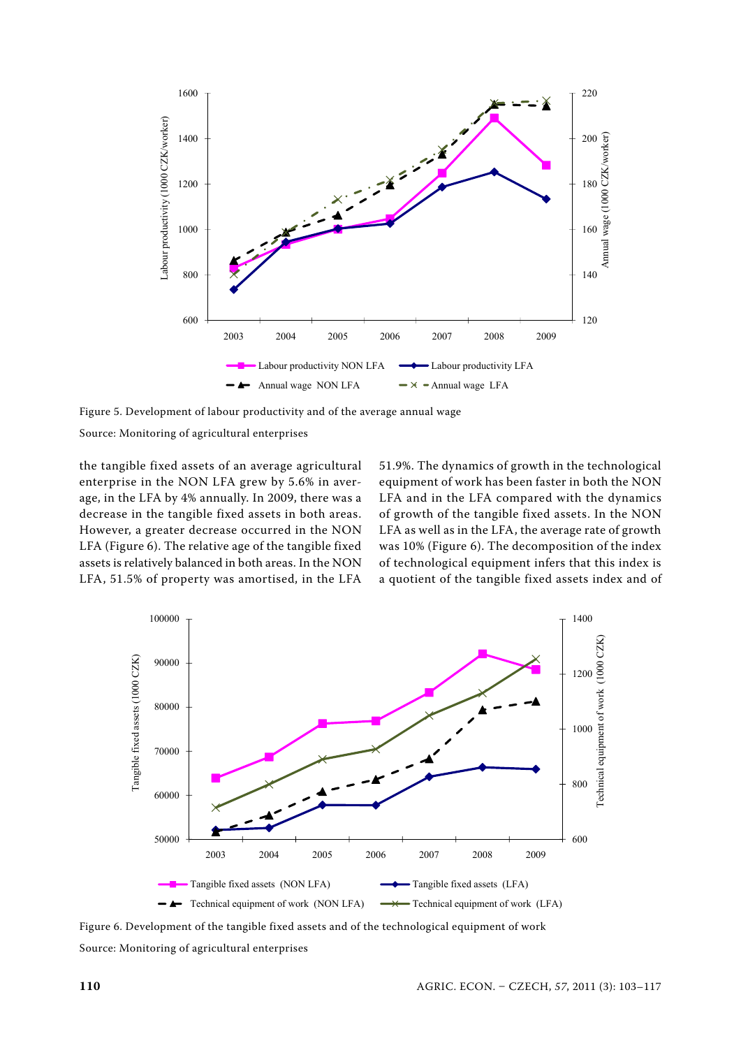Figure 5. Development of labour productivity and of the average annual wage

Source: Monitoring of agricultural enterprises

the tangible fixed assets of an average agricultural enterprise in the NON LFA grew by 5.6% in average, in the LFA by 4% annually. In 2009, there was a decrease in the tangible fixed assets in both areas. However, a greater decrease occurred in the NON LFA (Figure 6). The relative age of the tangible fixed assets is relatively balanced in both areas. In the NON LFA, 51.5% of property was amortised, in the LFA 51.9%. The dynamics of growth in the technological equipment of work has been faster in both the NON LFA and in the LFA compared with the dynamics of growth of the tangible fixed assets. In the NON LFA as well as in the LFA, the average rate of growth was 10% (Figure 6). The decomposition of the index of technological equipment infers that this index is a quotient of the tangible fixed assets index and of

Figure 6. Development of the tangible fixed assets and of the technological equipment of work

Source: Monitoring of agricultural enterprises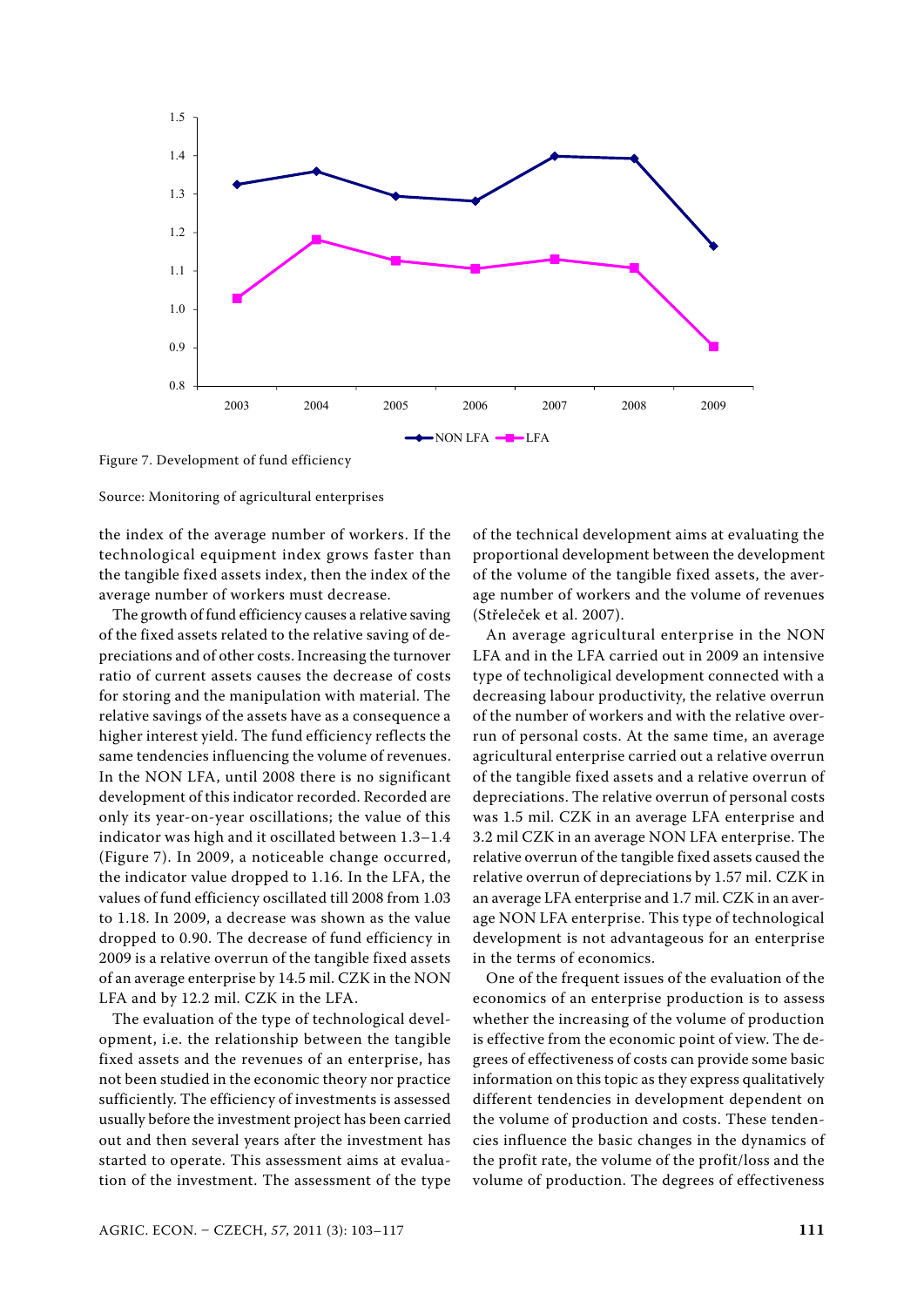Figure 7. Development of fund efficiency

Source: Monitoring of agricultural enterprises

the index of the average number of workers. If the technological equipment index grows faster than the tangible fixed assets index, then the index of the average number of workers must decrease.

The growth of fund efficiency causes a relative saving of the fixed assets related to the relative saving of depreciations and of other costs. Increasing the turnover ratio of current assets causes the decrease of costs for storing and the manipulation with material. The relative savings of the assets have as a consequence a higher interest yield. The fund efficiency reflects the same tendencies influencing the volume of revenues. In the NON LFA, until 2008 there is no significant development of this indicator recorded. Recorded are only its year-on-year oscillations; the value of this indicator was high and it oscillated between 1.3–1.4 (Figure 7). In 2009, a noticeable change occurred, the indicator value dropped to 1.16. In the LFA, the values of fund efficiency oscillated till 2008 from 1.03 to 1.18. In 2009, a decrease was shown as the value dropped to 0.90. The decrease of fund efficiency in 2009 is a relative overrun of the tangible fixed assets of an average enterprise by 14.5 mil. CZK in the NON LFA and by 12.2 mil. CZK in the LFA.

The evaluation of the type of technological development, i.e. the relationship between the tangible fixed assets and the revenues of an enterprise, has not been studied in the economic theory nor practice sufficiently. The efficiency of investments is assessed usually before the investment project has been carried out and then several years after the investment has started to operate. This assessment aims at evaluation of the investment. The assessment of the type of the technical development aims at evaluating the proportional development between the development of the volume of the tangible fixed assets, the average number of workers and the volume of revenues (Střeleček et al. 2007).

An average agricultural enterprise in the NON LFA and in the LFA carried out in 2009 an intensive type of techniligical development connected with a decreasing labour productivity, the relative overrun of the number of workers and with the relative overrun of personal costs. At the same time, an average agricultural enterprise carried out a relative overrun of the tangible fixed assets and a relative overrun of depreciations. The relative overrun of personal costs was 1.5 mil. CZK in an average LFA enterprise and 3.2 mil CZK in an average NON LFA enterprise. The relative overrun of the tangible fixed assets caused the relative overrun of depreciations by 1.57 mil. CZK in an average LFA enterprise and 1.7 mil. CZK in an average NON LFA enterprise. This type of technological development is not advantageous for an enterprise in the terms of economics.

One of the frequent issues of the evaluation of the economics of an enterprise production is to assess whether the increasing of the volume of production is effective from the economic point of view. The degrees of effectiveness of costs can provide some basic information on this topic as they express qualitatively different tendencies in development dependent on the volume of production and costs. These tendencies influence the basic changes in the dynamics of the profit rate, the volume of the profit/loss and the volume of production. The degrees of effectiveness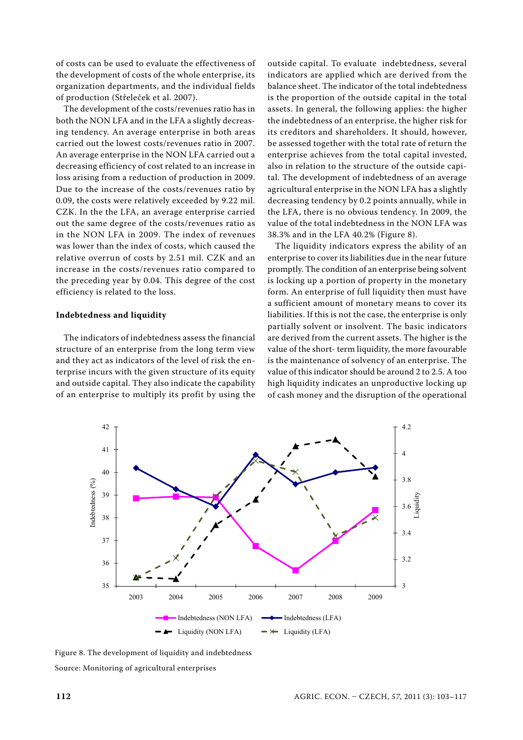of costs can be used to evaluate the effectiveness of the development of costs of the whole enterprise, its organization departments, and the individual fields of production (Střeleček et al. 2007).

The development of the costs/revenues ratio has in both the NON LFA and in the LFA a slightly decreasing tendency. An average enterprise in both areas carried out the lowest costs/revenues ratio in 2007. An average enterprise in the NON LFA carried out a decreasing efficiency of cost related to an increase in loss arising from a reduction of production in 2009. Due to the increase of the costs/revenues ratio by 0.09, the costs were relatively exceeded by 9.22 mil. CZK. In the the LFA, an average enterprise carried out the same degree of the costs/revenues ratio as in the NON LFA in 2009. The index of revenues was lower than the index of costs, which caused the relative overrun of costs by 2.51 mil. CZK and an increase in the costs/revenues ratio compared to the preceding year by 0.04. This degree of the cost efficiency is related to the loss.

#### Indebtedness and liquidity

The indicators of indebtedness assess the financial structure of an enterprise from the long term view and they act as indicators of the level of risk the enterprise incurs with the given structure of its equity and outside capital. They also indicate the capability of an enterprise to multiply its profit by using the outside capital. To evaluate indebtedness, several indicators are applied which are derived from the balance sheet. The indicator of the total indebtedness is the proportion of the outside capital in the total assets. In general, the following applies: the higher the indebtedness of an enterprise, the higher risk for its creditors and shareholders. It should, however, be assessed together with the total rate of return the enterprise achieves from the total capital invested, also in relation to the structure of the outside capital. The development of indebtedness of an average agricultural enterprise in the NON LFA has a slightly decreasing tendency by 0.2 points annually, while in the LFA, there is no obvious tendency. In 2009, the value of the total indebtedness in the NON LFA was 38.3% and in the LFA 40.2% (Figure 8).

The liquidity indicators express the ability of an enterprise to cover its liabilities due in the near future promptly. The condition of an enterprise being solvent is locking up a portion of property in the monetary form. An enterprise of full liquidity then must have a sufficient amount of monetary means to cover its liabilities. If this is not the case, the enterprise is only partially solvent or insolvent. The basic indicators are derived from the current assets. The higher is the value of the short- term liquidity, the more favourable is the maintenance of solvency of an enterprise. The value of this indicator should be around 2 to 2.5. A too high liquidity indicates an unproductive locking up of cash money and the disruption of the operational

Figure 8. The development of liquidity and indebtedness

Source: Monitoring of agricultural enterprises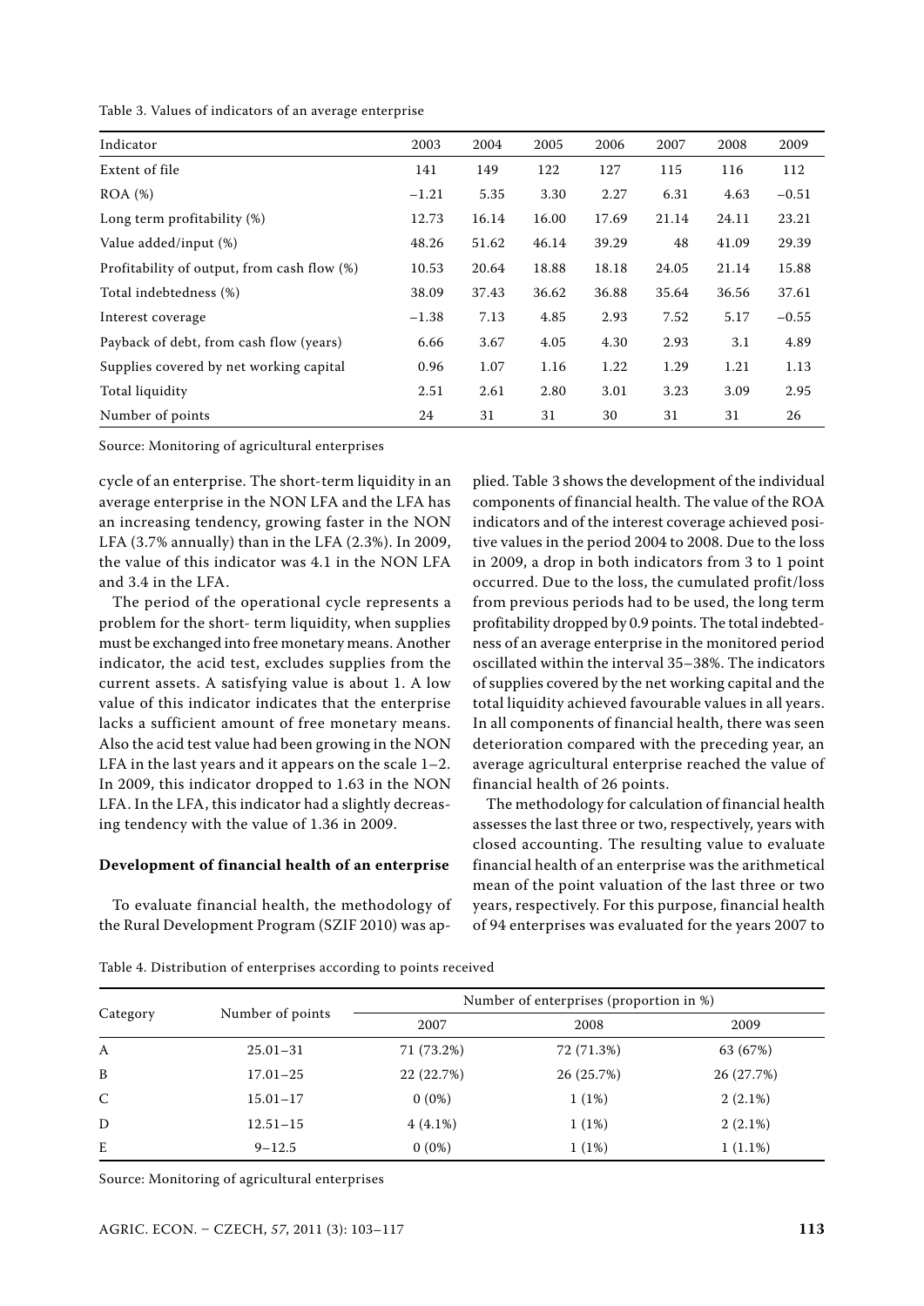Table 3. Values of indicators of an average enterprise

| Indicator | 2003 | 2004 | 2005 | 2006 | 2007 | 2008 | 2009 |
|---|---|---|---|---|---|---|---|
| Extent of file | 141 | 149 | 122 | 127 | 115 | 116 | 112 |
| ROA (%) | −1.21 | 5.35 | 3.30 | 2.27 | 6.31 | 4.63 | −0.51 |
| Long term profitability (%) | 12.73 | 16.14 | 16.00 | 17.69 | 21.14 | 24.11 | 23.21 |
| Value added/input (%) | 48.26 | 51.62 | 46.14 | 39.29 | 48 | 41.09 | 29.39 |
| Profitability of output, from cash flow (%) | 10.53 | 20.64 | 18.88 | 18.18 | 24.05 | 21.14 | 15.88 |
| Total indebtedness (%) | 38.09 | 37.43 | 36.62 | 36.88 | 35.64 | 36.56 | 37.61 |
| Interest coverage | −1.38 | 7.13 | 4.85 | 2.93 | 7.52 | 5.17 | −0.55 |
| Payback of debt, from cash flow (years) | 6.66 | 3.67 | 4.05 | 4.30 | 2.93 | 3.1 | 4.89 |
| Supplies covered by net working capital | 0.96 | 1.07 | 1.16 | 1.22 | 1.29 | 1.21 | 1.13 |
| Total liquidity | 2.51 | 2.61 | 2.80 | 3.01 | 3.23 | 3.09 | 2.95 |
| Number of points | 24 | 31 | 31 | 30 | 31 | 31 | 26 |

Source: Monitoring of agricultural enterprises

cycle of an enterprise. The short-term liquidity in an average enterprise in the NON LFA and the LFA has an increasing tendency, growing faster in the NON LFA (3.7% annually) than in the LFA (2.3%). In 2009, the value of this indicator was 4.1 in the NON LFA and 3.4 in the LFA.

The period of the operational cycle represents a problem for the short- term liquidity, when supplies must be exchanged into free monetary means. Another indicator, the acid test, excludes supplies from the current assets. A satisfying value is about 1. A low value of this indicator indicates that the enterprise lacks a sufficient amount of free monetary means. Also the acid test value had been growing in the NON LFA in the last years and it appears on the scale 1–2. In 2009, this indicator dropped to 1.63 in the NON LFA. In the LFA, this indicator had a slightly decreasing tendency with the value of 1.36 in 2009.

**Development of financial health of an enterprise**

To evaluate financial health, the methodology of the Rural Development Program (SZIF 2010) was applied. Table 3 shows the development of the individual components of financial health. The value of the ROA indicators and of the interest coverage achieved positive values in the period 2004 to 2008. Due to the loss in 2009, a drop in both indicators from 3 to 1 point occurred. Due to the loss, the cumulated profit/loss from previous periods had to be used, the long term profitability dropped by 0.9 points. The total indebtedness of an average enterprise in the monitored period oscillated within the interval 35–38%. The indicators of supplies covered by the net working capital and the total liquidity achieved favourable values in all years. In all components of financial health, there was seen deterioration compared with the preceding year, an average agricultural enterprise reached the value of financial health of 26 points.

The methodology for calculation of financial health assesses the last three or two, respectively, years with closed accounting. The resulting value to evaluate financial health of an enterprise was the arithmetical mean of the point valuation of the last three or two years, respectively. For this purpose, financial health of 94 enterprises was evaluated for the years 2007 to

Table 4. Distribution of enterprises according to points received

| Category | Number of points | Number of enterprises (proportion in %) | | |
|---|---|---|---|---|
| | | 2007 | 2008 | 2009 |
| A | 25.01–31 | 71 (73.2%) | 72 (71.3%) | 63 (67%) |
| B | 17.01–25 | 22 (22.7%) | 26 (25.7%) | 26 (27.7%) |
| C | 15.01–17 | 0 (0%) | 1 (1%) | 2 (2.1%) |
| D | 12.51–15 | 4 (4.1%) | 1 (1%) | 2 (2.1%) |
| E | 9–12.5 | 0 (0%) | 1 (1%) | 1 (1.1%) |

Source: Monitoring of agricultural enterprises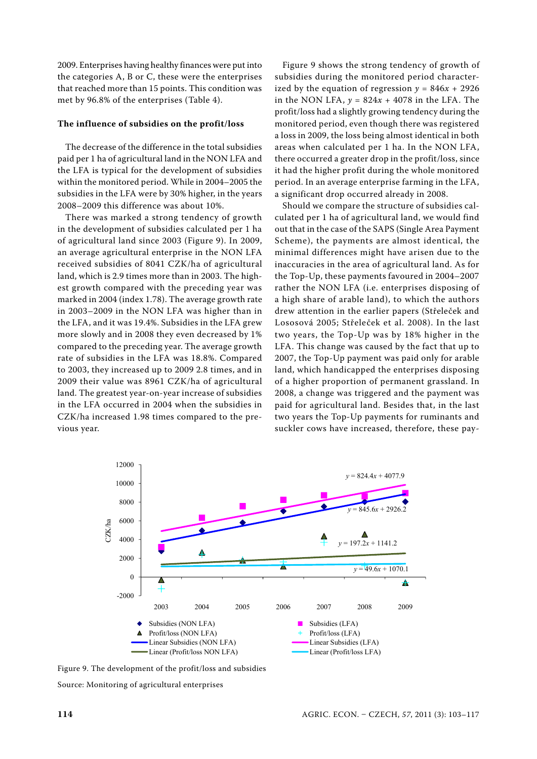2009. Enterprises having healthy finances were put into the categories A, B or C, these were the enterprises that reached more than 15 points. This condition was met by 96.8% of the enterprises (Table 4).

### The influence of subsidies on the profit/loss

The decrease of the difference in the total subsidies paid per 1 ha of agricultural land in the NON LFA and the LFA is typical for the development of subsidies within the monitored period. While in 2004–2005 the subsidies in the LFA were by 30% higher, in the years 2008–2009 this difference was about 10%.

There was marked a strong tendency of growth in the development of subsidies calculated per 1 ha of agricultural land since 2003 (Figure 9). In 2009, an average agricultural enterprise in the NON LFA received subsidies of 8041 CZK/ha of agricultural land, which is 2.9 times more than in 2003. The highest growth compared with the preceding year was marked in 2004 (index 1.78). The average growth rate in 2003–2009 in the NON LFA was higher than in the LFA, and it was 19.4%. Subsidies in the LFA grew more slowly and in 2008 they even decreased by 1% compared to the preceding year. The average growth rate of subsidies in the LFA was 18.8%. Compared to 2003, they increased up to 2009 2.8 times, and in 2009 their value was 8961 CZK/ha of agricultural land. The greatest year-on-year increase of subsidies in the LFA occurred in 2004 when the subsidies in CZK/ha increased 1.98 times compared to the previous year.

Figure 9 shows the strong tendency of growth of subsidies during the monitored period characterized by the equation of regression $y = 846x + 2926$ in the NON LFA, $y = 824x + 4078$ in the LFA. The profit/loss had a slightly growing tendency during the monitored period, even though there was registered a loss in 2009, the loss being almost identical in both areas when calculated per 1 ha. In the NON LFA, there occurred a greater drop in the profit/loss, since it had the higher profit during the whole monitored period. In an average enterprise farming in the LFA, a significant drop occurred already in 2008.

Should we compare the structure of subsidies calculated per 1 ha of agricultural land, we would find out that in the case of the SAPS (Single Area Payment Scheme), the payments are almost identical, the minimal differences might have arisen due to the inaccuracies in the area of agricultural land. As for the Top-Up, these payments favoured in 2004–2007 rather the NON LFA (i.e. enterprises disposing of a high share of arable land), to which the authors drew attention in the earlier papers (Střeleček and Lososová 2005; Střeleček et al. 2008). In the last two years, the Top-Up was by 18% higher in the LFA. This change was caused by the fact that up to 2007, the Top-Up payment was paid only for arable land, which handicapped the enterprises disposing of a higher proportion of permanent grassland. In 2008, a change was triggered and the payment was paid for agricultural land. Besides that, in the last two years the Top-Up payments for ruminants and suckler cows have increased, therefore, these pay-

Figure 9. The development of the profit/loss and subsidies

Source: Monitoring of agricultural enterprises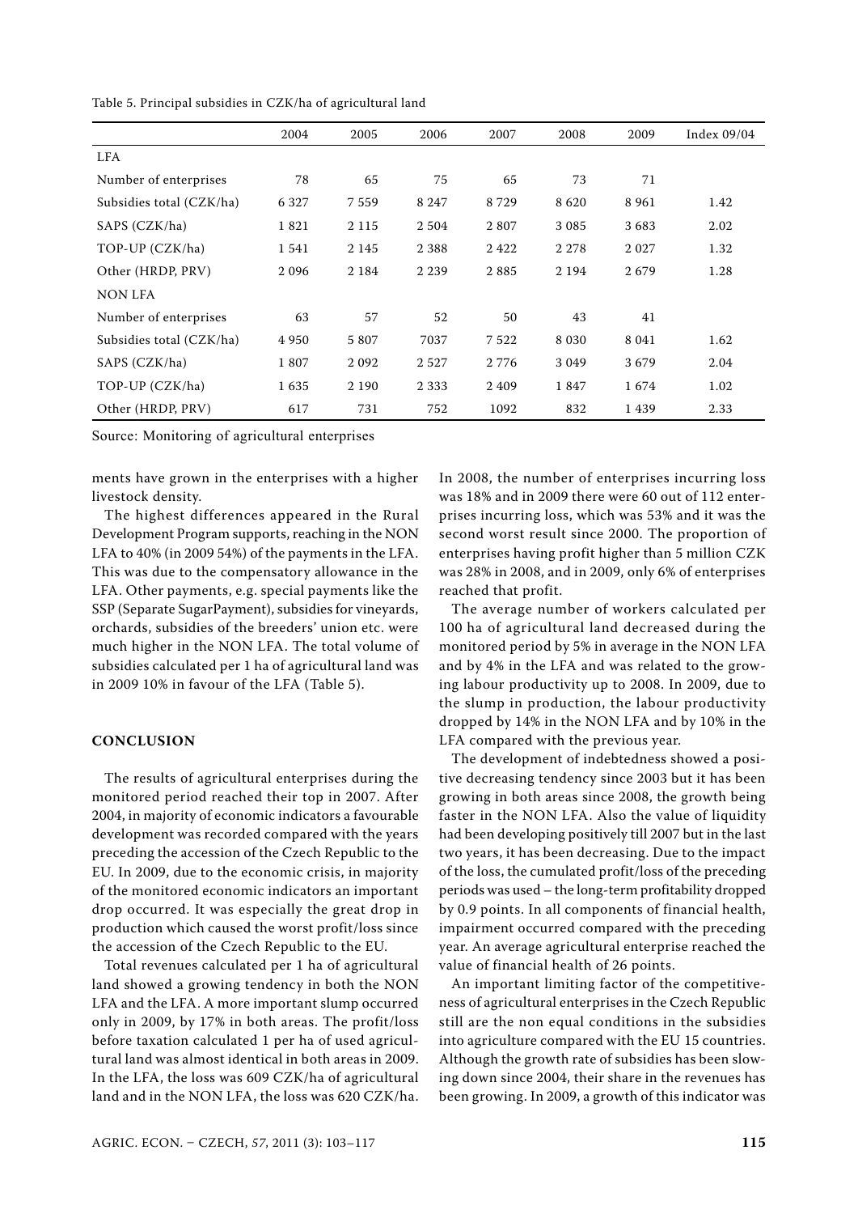Table 5. Principal subsidies in CZK/ha of agricultural land

| | 2004 | 2005 | 2006 | 2007 | 2008 | 2009 | Index 09/04 |
|---|---|---|---|---|---|---|---|
| LFA | | | | | | | |
| Number of enterprises | 78 | 65 | 75 | 65 | 73 | 71 | |
| Subsidies total (CZK/ha) | 6 327 | 7 559 | 8 247 | 8 729 | 8 620 | 8 961 | 1.42 |
| SAPS (CZK/ha) | 1 821 | 2 115 | 2 504 | 2 807 | 3 085 | 3 683 | 2.02 |
| TOP-UP (CZK/ha) | 1 541 | 2 145 | 2 388 | 2 422 | 2 278 | 2 027 | 1.32 |
| Other (HRDP, PRV) | 2 096 | 2 184 | 2 239 | 2 885 | 2 194 | 2 679 | 1.28 |
| NON LFA | | | | | | | |
| Number of enterprises | 63 | 57 | 52 | 50 | 43 | 41 | |
| Subsidies total (CZK/ha) | 4 950 | 5 807 | 7037 | 7 522 | 8 030 | 8 041 | 1.62 |
| SAPS (CZK/ha) | 1 807 | 2 092 | 2 527 | 2 776 | 3 049 | 3 679 | 2.04 |
| TOP-UP (CZK/ha) | 1 635 | 2 190 | 2 333 | 2 409 | 1 847 | 1 674 | 1.02 |
| Other (HRDP, PRV) | 617 | 731 | 752 | 1092 | 832 | 1 439 | 2.33 |

Source: Monitoring of agricultural enterprises

ments have grown in the enterprises with a higher livestock density.

The highest differences appeared in the Rural Development Program supports, reaching in the NON LFA to 40% (in 2009 54%) of the payments in the LFA. This was due to the compensatory allowance in the LFA. Other payments, e.g. special payments like the SSP (Separate SugarPayment), subsidies for vineyards, orchards, subsidies of the breeders' union etc. were much higher in the NON LFA. The total volume of subsidies calculated per 1 ha of agricultural land was in 2009 10% in favour of the LFA (Table 5).

## CONCLUSION

The results of agricultural enterprises during the monitored period reached their top in 2007. After 2004, in majority of economic indicators a favourable development was recorded compared with the years preceding the accession of the Czech Republic to the EU. In 2009, due to the economic crisis, in majority of the monitored economic indicators an important drop occurred. It was especially the great drop in production which caused the worst profit/loss since the accession of the Czech Republic to the EU.

Total revenues calculated per 1 ha of agricultural land showed a growing tendency in both the NON LFA and the LFA. A more important slump occurred only in 2009, by 17% in both areas. The profit/loss before taxation calculated 1 per ha of used agricultural land was almost identical in both areas in 2009. In the LFA, the loss was 609 CZK/ha of agricultural land and in the NON LFA, the loss was 620 CZK/ha. In 2008, the number of enterprises incurring loss was 18% and in 2009 there were 60 out of 112 enterprises incurring loss, which was 53% and it was the second worst result since 2000. The proportion of enterprises having profit higher than 5 million CZK was 28% in 2008, and in 2009, only 6% of enterprises reached that profit.

The average number of workers calculated per 100 ha of agricultural land decreased during the monitored period by 5% in average in the NON LFA and by 4% in the LFA and was related to the growing labour productivity up to 2008. In 2009, due to the slump in production, the labour productivity dropped by 14% in the NON LFA and by 10% in the LFA compared with the previous year.

The development of indebtedness showed a positive decreasing tendency since 2003 but it has been growing in both areas since 2008, the growth being faster in the NON LFA. Also the value of liquidity had been developing positively till 2007 but in the last two years, it has been decreasing. Due to the impact of the loss, the cumulated profit/loss of the preceding periods was used – the long-term profitability dropped by 0.9 points. In all components of financial health, impairment occurred compared with the preceding year. An average agricultural enterprise reached the value of financial health of 26 points.

An important limiting factor of the competitiveness of agricultural enterprises in the Czech Republic still are the non equal conditions in the subsidies into agriculture compared with the EU 15 countries. Although the growth rate of subsidies has been slowing down since 2004, their share in the revenues has been growing. In 2009, a growth of this indicator was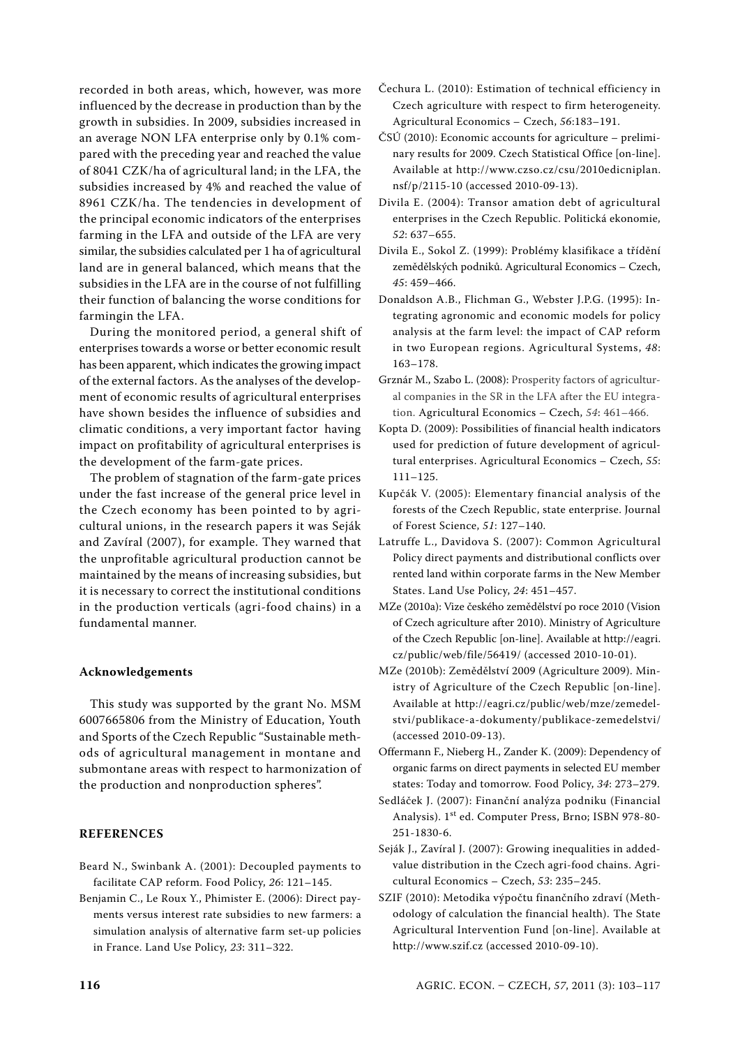recorded in both areas, which, however, was more influenced by the decrease in production than by the growth in subsidies. In 2009, subsidies increased in an average NON LFA enterprise only by 0.1% compared with the preceding year and reached the value of 8041 CZK/ha of agricultural land; in the LFA, the subsidies increased by 4% and reached the value of 8961 CZK/ha. The tendencies in development of the principal economic indicators of the enterprises farming in the LFA and outside of the LFA are very similar, the subsidies calculated per 1 ha of agricultural land are in general balanced, which means that the subsidies in the LFA are in the course of not fulfilling their function of balancing the worse conditions for farmingin the LFA.

During the monitored period, a general shift of enterprises towards a worse or better economic result has been apparent, which indicates the growing impact of the external factors. As the analyses of the development of economic results of agricultural enterprises have shown besides the influence of subsidies and climatic conditions, a very important factor having impact on profitability of agricultural enterprises is the development of the farm-gate prices.

The problem of stagnation of the farm-gate prices under the fast increase of the general price level in the Czech economy has been pointed to by agricultural unions, in the research papers it was Seják and Zavíral (2007), for example. They warned that the unprofitable agricultural production cannot be maintained by the means of increasing subsidies, but it is necessary to correct the institutional conditions in the production verticals (agri-food chains) in a fundamental manner.

### Acknowledgements

This study was supported by the grant No. MSM 6007665806 from the Ministry of Education, Youth and Sports of the Czech Republic "Sustainable methods of agricultural management in montane and submontane areas with respect to harmonization of the production and nonproduction spheres".

### REFERENCES

Beard N., Swinbank A. (2001): Decoupled payments to facilitate CAP reform. Food Policy, *26*: 121–145.

Benjamin C., Le Roux Y., Phimister E. (2006): Direct payments versus interest rate subsidies to new farmers: a simulation analysis of alternative farm set-up policies in France. Land Use Policy, *23*: 311–322.

Čechura L. (2010): Estimation of technical efficiency in Czech agriculture with respect to firm heterogeneity. Agricultural Economics – Czech, *56*:183–191.

ČSÚ (2010): Economic accounts for agriculture – preliminary results for 2009. Czech Statistical Office [on-line]. Available at http://www.czso.cz/csu/2010edicniplan.nsf/p/2115-10 (accessed 2010-09-13).

Divila E. (2004): Transor amation debt of agricultural enterprises in the Czech Republic. Politická ekonomie, *52*: 637–655.

Divila E., Sokol Z. (1999): Problémy klasifikace a třídění zemědělských podniků. Agricultural Economics – Czech, *45*: 459–466.

Donaldson A.B., Flichman G., Webster J.P.G. (1995): Integrating agronomic and economic models for policy analysis at the farm level: the impact of CAP reform in two European regions. Agricultural Systems, *48*: 163–178.

Gral M., Szabo L. (2008): Prosperity factors of agricultural companies in the SR in the LFA after the EU integration. Agricultural Economics – Czech, *54*: 461–466.

Kopta D. (2009): Possibilities of financial health indicators used for prediction of future development of agricultural enterprises. Agricultural Economics – Czech, *55*: 111–125.

Kupčák V. (2005): Elementary financial analysis of the forests of the Czech Republic, state enterprise. Journal of Forest Science, *51*: 127–140.

Latruffe L., Davidova S. (2007): Common Agricultural Policy direct payments and distributional conflicts over rented land within corporate farms in the New Member States. Land Use Policy, *24*: 451–457.

MZe (2010a): Vize českého zemědělství po roce 2010 (Vision of Czech agriculture after 2010). Ministry of Agriculture of the Czech Republic [on-line]. Available at http://eagri.cz/public/web/file/56419/ (accessed 2010-10-01).

MZe (2010b): Zemědělství 2009 (Agriculture 2009). Ministry of Agriculture of the Czech Republic [on-line]. Available at http://eagri.cz/public/web/mze/zemedelstvi/publikace-a-dokumenty/publikace-zemedelstvi/ (accessed 2010-09-13).

Offermann F., Nieberg H., Zander K. (2009): Dependency of organic farms on direct payments in selected EU member states: Today and tomorrow. Food Policy, *34*: 273–279.

Sedláček J. (2007): Finanční analýza podniku (Financial Analysis). 1st ed. Computer Press, Brno; ISBN 978-80-251-1830-6.

Seják J., Zavíral J. (2007): Growing inequalities in added-value distribution in the Czech agri-food chains. Agricultural Economics – Czech, *53*: 235–245.

SZIF (2010): Metodika výpočtu finančního zdraví (Methodology of calculation the financial health). The State Agricultural Intervention Fund [on-line]. Available at http://www.szif.cz (accessed 2010-09-10).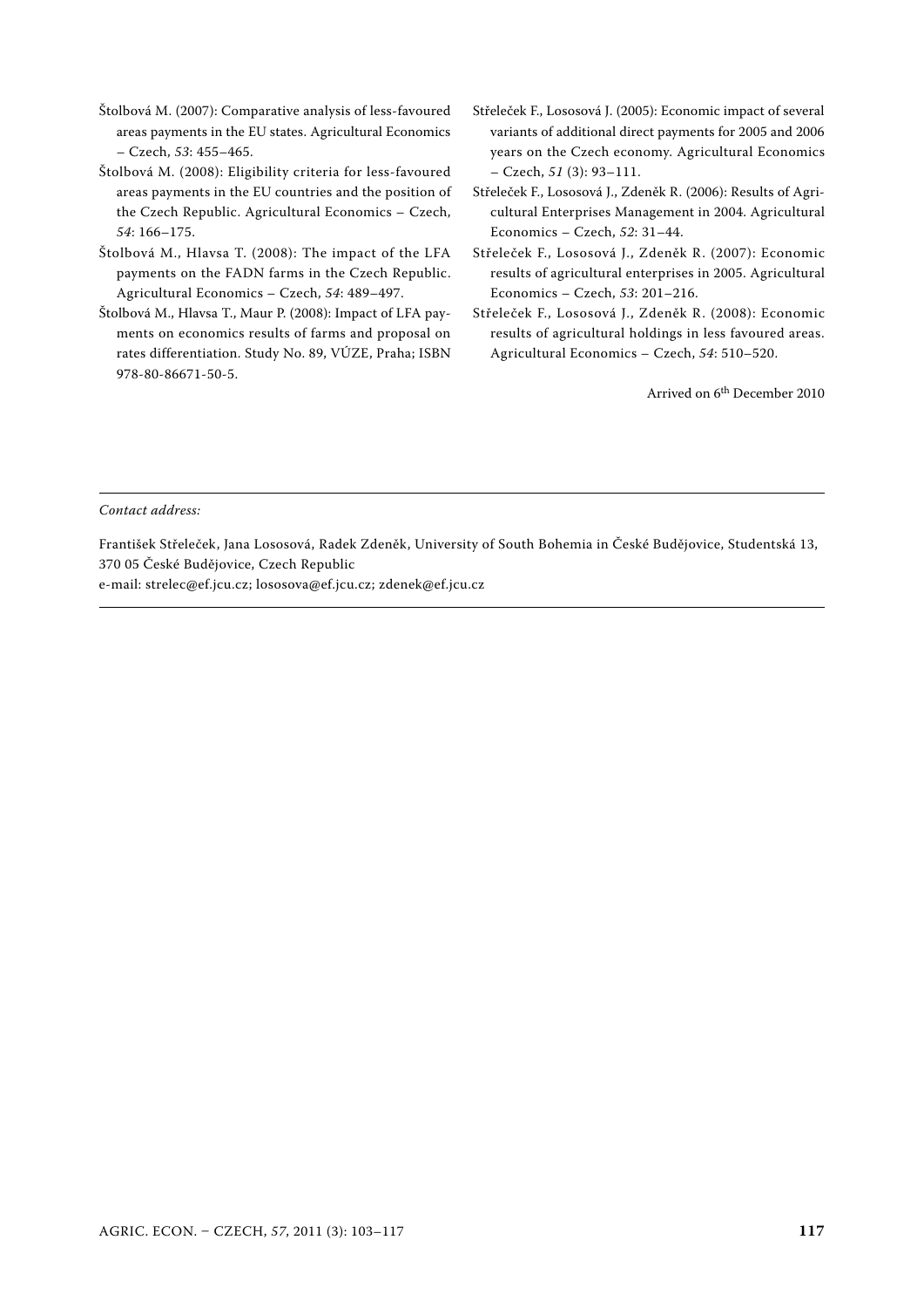Štolbová M. (2007): Comparative analysis of less-favoured areas payments in the EU states. Agricultural Economics – Czech, *53*: 455–465.

Štolbová M. (2008): Eligibility criteria for less-favoured areas payments in the EU countries and the position of the Czech Republic. Agricultural Economics – Czech, *54*: 166–175.

Štolbová M., Hlavsa T. (2008): The impact of the LFA payments on the FADN farms in the Czech Republic. Agricultural Economics – Czech, *54*: 489–497.

Štolbová M., Hlavsa T., Maur P. (2008): Impact of LFA payments on economics results of farms and proposal on rates differentiation. Study No. 89, VÚZE, Praha; ISBN 978-80-86671-50-5.

Střeleček F., Lososová J. (2005): Economic impact of several variants of additional direct payments for 2005 and 2006 years on the Czech economy. Agricultural Economics – Czech, *51* (3): 93–111.

Střeleček F., Lososová J., Zdeněk R. (2006): Results of Agricultural Enterprises Management in 2004. Agricultural Economics – Czech, *52*: 31–44.

Střeleček F., Lososová J., Zdeněk R. (2007): Economic results of agricultural enterprises in 2005. Agricultural Economics – Czech, *53*: 201–216.

Střeleček F., Lososová J., Zdeněk R. (2008): Economic results of agricultural holdings in less favoured areas. Agricultural Economics – Czech, *54*: 510–520.

Arrived on 6th December 2010

*Contact address:*

František Střeleček, Jana Lososová, Radek Zdeněk, University of South Bohemia in České Budějovice, Studentská 13, 370 05 České Budějovice, Czech Republic
e-mail: strelec@ef.jcu.cz; lososova@ef.jcu.cz; zdenek@ef.jcu.cz